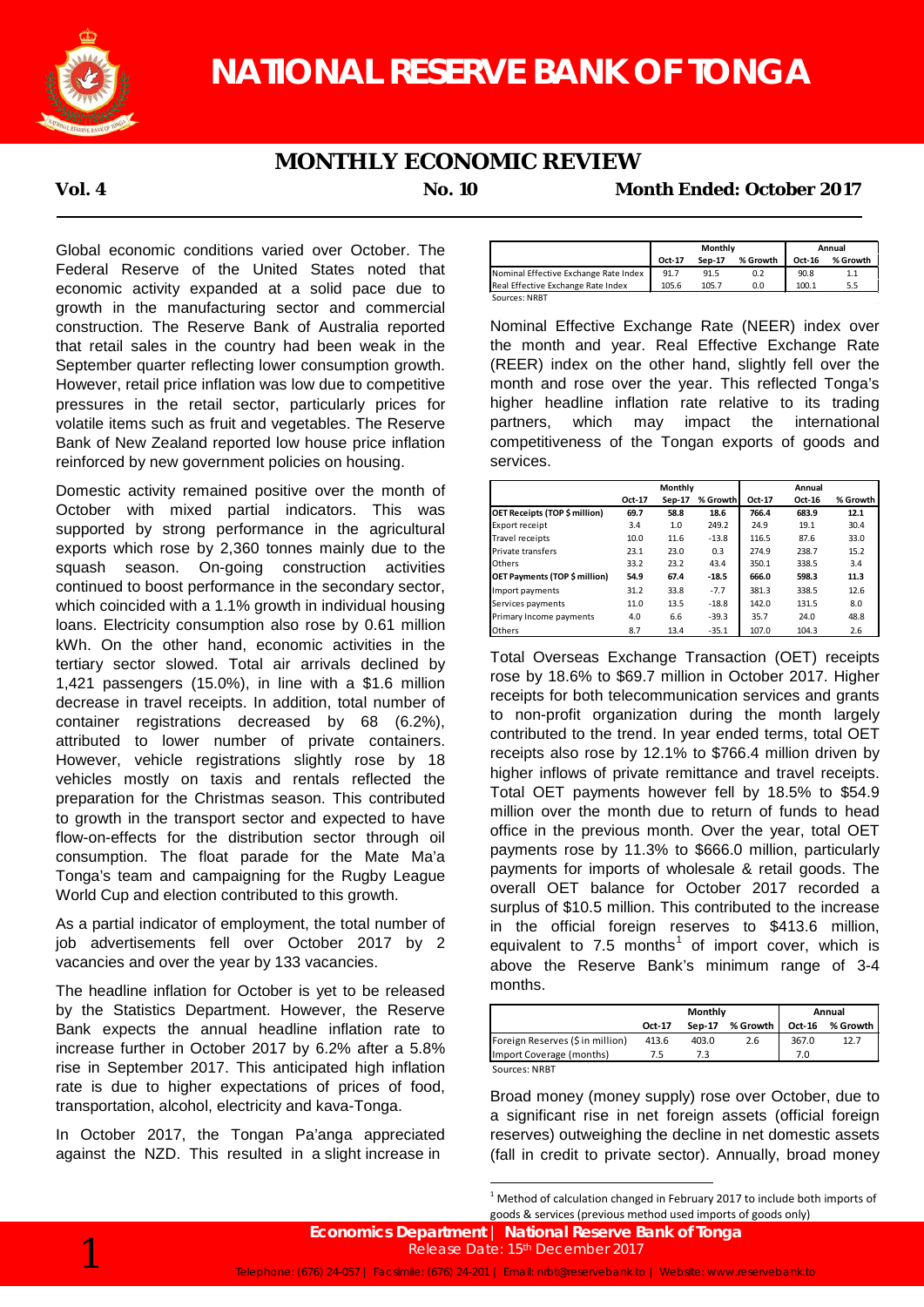# NATIONAL RESERVE BANK OF TONGA

## MONTHLY ECONOMIC REVIEW

**Vol. 4** **No. 10** **Month Ended: October 2017**

Global economic conditions varied over October. The Federal Reserve of the United States noted that economic activity expanded at a solid pace due to growth in the manufacturing sector and commercial construction. The Reserve Bank of Australia reported that retail sales in the country had been weak in the September quarter reflecting lower consumption growth. However, retail price inflation was low due to competitive pressures in the retail sector, particularly prices for volatile items such as fruit and vegetables. The Reserve Bank of New Zealand reported low house price inflation reinforced by new government policies on housing.

Domestic activity remained positive over the month of October with mixed partial indicators. This was supported by strong performance in the agricultural exports which rose by 2,360 tonnes mainly due to the squash season. On-going construction activities continued to boost performance in the secondary sector, which coincided with a 1.1% growth in individual housing loans. Electricity consumption also rose by 0.61 million kWh. On the other hand, economic activities in the tertiary sector slowed. Total air arrivals declined by 1,421 passengers (15.0%), in line with a $1.6 million decrease in travel receipts. In addition, total number of container registrations decreased by 68 (6.2%), attributed to lower number of private containers. However, vehicle registrations slightly rose by 18 vehicles mostly on taxis and rentals reflected the preparation for the Christmas season. This contributed to growth in the transport sector and expected to have flow-on-effects for the distribution sector through oil consumption. The float parade for the Mate Ma'a Tonga's team and campaigning for the Rugby League World Cup and election contributed to this growth.

As a partial indicator of employment, the total number of job advertisements fell over October 2017 by 2 vacancies and over the year by 133 vacancies.

The headline inflation for October is yet to be released by the Statistics Department. However, the Reserve Bank expects the annual headline inflation rate to increase further in October 2017 by 6.2% after a 5.8% rise in September 2017. This anticipated high inflation rate is due to higher expectations of prices of food, transportation, alcohol, electricity and kava-Tonga.

In October 2017, the Tongan Pa'anga appreciated against the NZD. This resulted in a slight increase in

| | Monthly | | | Annual | |
|---|---|---|---|---|---|
| | Oct-17 | Sep-17 | % Growth | Oct-16 | % Growth |
| Nominal Effective Exchange Rate Index | 91.7 | 91.5 | 0.2 | 90.8 | 1.1 |
| Real Effective Exchange Rate Index | 105.6 | 105.7 | 0.0 | 100.1 | 5.5 |

Sources: NRBT

Nominal Effective Exchange Rate (NEER) index over the month and year. Real Effective Exchange Rate (REER) index on the other hand, slightly fell over the month and rose over the year. This reflected Tonga's higher headline inflation rate relative to its trading partners, which may impact the international competitiveness of the Tongan exports of goods and services.

| | Monthly | | | Annual | | |
|---|---|---|---|---|---|---|
| | Oct-17 | Sep-17 | % Growth | Oct-17 | Oct-16 | % Growth |
| **OET Receipts (TOP $ million)** | **69.7** | **58.8** | **18.6** | **766.4** | **683.9** | **12.1** |
| Export receipt | 3.4 | 1.0 | 249.2 | 24.9 | 19.1 | 30.4 |
| Travel receipts | 10.0 | 11.6 | -13.8 | 116.5 | 87.6 | 33.0 |
| Private transfers | 23.1 | 23.0 | 0.3 | 274.9 | 238.7 | 15.2 |
| Others | 33.2 | 23.2 | 43.4 | 350.1 | 338.5 | 3.4 |
| **OET Payments (TOP $ million)** | **54.9** | **67.4** | **-18.5** | **666.0** | **598.3** | **11.3** |
| Import payments | 31.2 | 33.8 | -7.7 | 381.3 | 338.5 | 12.6 |
| Services payments | 11.0 | 13.5 | -18.8 | 142.0 | 131.5 | 8.0 |
| Primary Income payments | 4.0 | 6.6 | -39.3 | 35.7 | 24.0 | 48.8 |
| Others | 8.7 | 13.4 | -35.1 | 107.0 | 104.3 | 2.6 |

Total Overseas Exchange Transaction (OET) receipts rose by 18.6% to $69.7 million in October 2017. Higher receipts for both telecommunication services and grants to non-profit organization during the month largely contributed to the trend. In year ended terms, total OET receipts also rose by 12.1% to $766.4 million driven by higher inflows of private remittance and travel receipts. Total OET payments however fell by 18.5% to $54.9 million over the month due to return of funds to head office in the previous month. Over the year, total OET payments rose by 11.3% to $666.0 million, particularly payments for imports of wholesale & retail goods. The overall OET balance for October 2017 recorded a surplus of $10.5 million. This contributed to the increase in the official foreign reserves to $413.6 million, equivalent to 7.5 months[1] of import cover, which is above the Reserve Bank's minimum range of 3-4 months.

| | Monthly | | | Annual | |
|---|---|---|---|---|---|
| | Oct-17 | Sep-17 | % Growth | Oct-16 | % Growth |
| Foreign Reserves ($ in million) | 413.6 | 403.0 | 2.6 | 367.0 | 12.7 |
| Import Coverage (months) | 7.5 | 7.3 | | 7.0 | |

Sources: NRBT

Broad money (money supply) rose over October, due to a significant rise in net foreign assets (official foreign reserves) outweighing the decline in net domestic assets (fall in credit to private sector). Annually, broad money

[1] Method of calculation changed in February 2017 to include both imports of goods & services (previous method used imports of goods only)

**Economics Department | National Reserve Bank of Tonga**
Release Date: 15th December 2017
Telephone: (676) 24-057 | Facsimile: (676) 24-201 | Email: nrbt@reservebank.to | Website: www.reservebank.to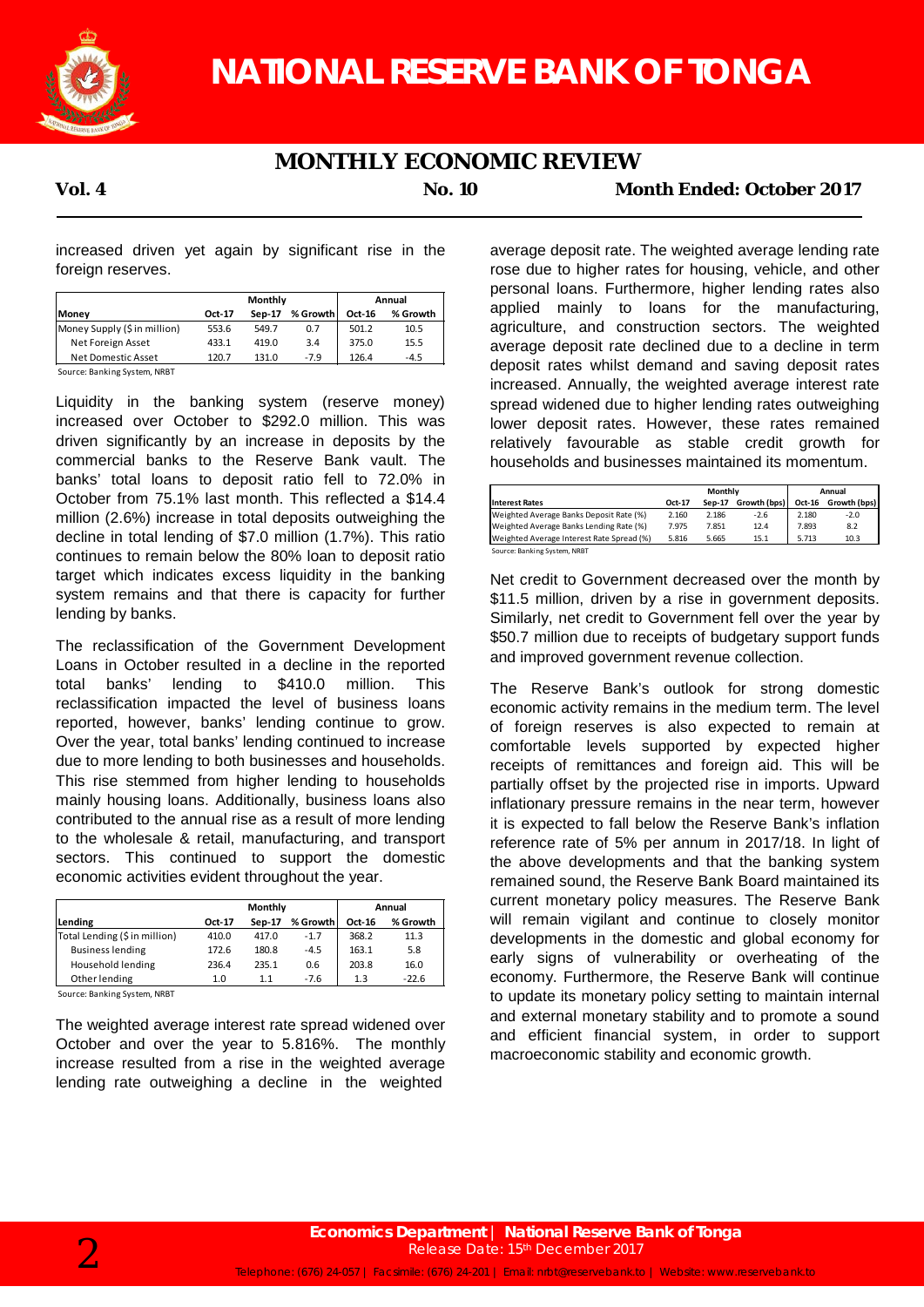increased driven yet again by significant rise in the foreign reserves.

| | Monthly | | | Annual | |
|---|---|---|---|---|---|
| **Money** | **Oct-17** | **Sep-17** | **% Growth** | **Oct-16** | **% Growth** |
| Money Supply ($ in million) | 553.6 | 549.7 | 0.7 | 501.2 | 10.5 |
| Net Foreign Asset | 433.1 | 419.0 | 3.4 | 375.0 | 15.5 |
| Net Domestic Asset | 120.7 | 131.0 | -7.9 | 126.4 | -4.5 |

Source: Banking System, NRBT

Liquidity in the banking system (reserve money) increased over October to $292.0 million. This was driven significantly by an increase in deposits by the commercial banks to the Reserve Bank vault. The banks' total loans to deposit ratio fell to 72.0% in October from 75.1% last month. This reflected a $14.4 million (2.6%) increase in total deposits outweighing the decline in total lending of $7.0 million (1.7%). This ratio continues to remain below the 80% loan to deposit ratio target which indicates excess liquidity in the banking system remains and that there is capacity for further lending by banks.

The reclassification of the Government Development Loans in October resulted in a decline in the reported total banks' lending to $410.0 million. This reclassification impacted the level of business loans reported, however, banks' lending continue to grow. Over the year, total banks' lending continued to increase due to more lending to both businesses and households. This rise stemmed from higher lending to households mainly housing loans. Additionally, business loans also contributed to the annual rise as a result of more lending to the wholesale & retail, manufacturing, and transport sectors. This continued to support the domestic economic activities evident throughout the year.

| | Monthly | | | Annual | |
|---|---|---|---|---|---|
| **Lending** | **Oct-17** | **Sep-17** | **% Growth** | **Oct-16** | **% Growth** |
| Total Lending ($ in million) | 410.0 | 417.0 | -1.7 | 368.2 | 11.3 |
| Business lending | 172.6 | 180.8 | -4.5 | 163.1 | 5.8 |
| Household lending | 236.4 | 235.1 | 0.6 | 203.8 | 16.0 |
| Other lending | 1.0 | 1.1 | -7.6 | 1.3 | -22.6 |

Source: Banking System, NRBT

The weighted average interest rate spread widened over October and over the year to 5.816%. The monthly increase resulted from a rise in the weighted average lending rate outweighing a decline in the weighted average deposit rate. The weighted average lending rate rose due to higher rates for housing, vehicle, and other personal loans. Furthermore, higher lending rates also applied mainly to loans for the manufacturing, agriculture, and construction sectors. The weighted average deposit rate declined due to a decline in term deposit rates whilst demand and saving deposit rates increased. Annually, the weighted average interest rate spread widened due to higher lending rates outweighing lower deposit rates. However, these rates remained relatively favourable as stable credit growth for households and businesses maintained its momentum.

| | Monthly | | | Annual | |
|---|---|---|---|---|---|
| **Interest Rates** | **Oct-17** | **Sep-17** | **Growth (bps)** | **Oct-16** | **Growth (bps)** |
| Weighted Average Banks Deposit Rate (%) | 2.160 | 2.186 | -2.6 | 2.180 | -2.0 |
| Weighted Average Banks Lending Rate (%) | 7.975 | 7.851 | 12.4 | 7.893 | 8.2 |
| Weighted Average Interest Rate Spread (%) | 5.816 | 5.665 | 15.1 | 5.713 | 10.3 |

Source: Banking System, NRBT

Net credit to Government decreased over the month by $11.5 million, driven by a rise in government deposits. Similarly, net credit to Government fell over the year by $50.7 million due to receipts of budgetary support funds and improved government revenue collection.

The Reserve Bank's outlook for strong domestic economic activity remains in the medium term. The level of foreign reserves is also expected to remain at comfortable levels supported by expected higher receipts of remittances and foreign aid. This will be partially offset by the projected rise in imports. Upward inflationary pressure remains in the near term, however it is expected to fall below the Reserve Bank's inflation reference rate of 5% per annum in 2017/18. In light of the above developments and that the banking system remained sound, the Reserve Bank Board maintained its current monetary policy measures. The Reserve Bank will remain vigilant and continue to closely monitor developments in the domestic and global economy for early signs of vulnerability or overheating of the economy. Furthermore, the Reserve Bank will continue to update its monetary policy setting to maintain internal and external monetary stability and to promote a sound and efficient financial system, in order to support macroeconomic stability and economic growth.